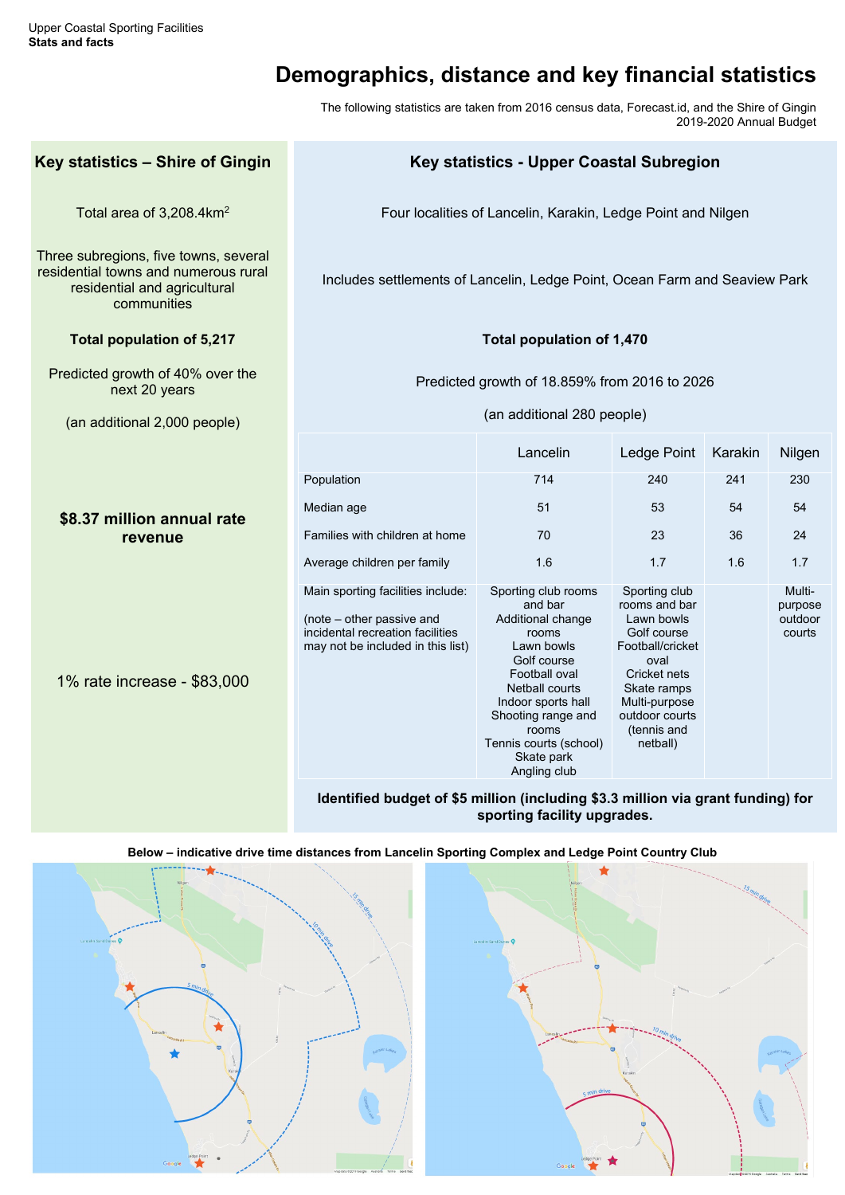Upper Coastal Sporting Facilities
**Stats and facts**

# Demographics, distance and key financial statistics

The following statistics are taken from 2016 census data, Forecast.id, and the Shire of Gingin 2019-2020 Annual Budget

## Key statistics – Shire of Gingin

Total area of 3,208.4km$^2$

Three subregions, five towns, several residential towns and numerous rural residential and agricultural communities

**Total population of 5,217**

Predicted growth of 40% over the next 20 years

(an additional 2,000 people)

**$8.37 million annual rate revenue**

1% rate increase - $83,000

## Key statistics - Upper Coastal Subregion

Four localities of Lancelin, Karakin, Ledge Point and Nilgen

Includes settlements of Lancelin, Ledge Point, Ocean Farm and Seaview Park

**Total population of 1,470**

Predicted growth of 18.859% from 2016 to 2026

(an additional 280 people)

| | Lancelin | Ledge Point | Karakin | Nilgen |
|---|---|---|---|---|
| Population | 714 | 240 | 241 | 230 |
| Median age | 51 | 53 | 54 | 54 |
| Families with children at home | 70 | 23 | 36 | 24 |
| Average children per family | 1.6 | 1.7 | 1.6 | 1.7 |
| Main sporting facilities include: (note – other passive and incidental recreation facilities may not be included in this list) | Sporting club rooms and bar, Additional change rooms, Lawn bowls, Golf course, Football oval, Netball courts, Indoor sports hall, Shooting range and rooms, Tennis courts (school), Skate park, Angling club | Sporting club rooms and bar, Lawn bowls, Golf course, Football/cricket oval, Cricket nets, Skate ramps, Multi-purpose outdoor courts (tennis and netball) | | Multi-purpose outdoor courts |

**Identified budget of $5 million (including $3.3 million via grant funding) for sporting facility upgrades.**

**Below – indicative drive time distances from Lancelin Sporting Complex and Ledge Point Country Club**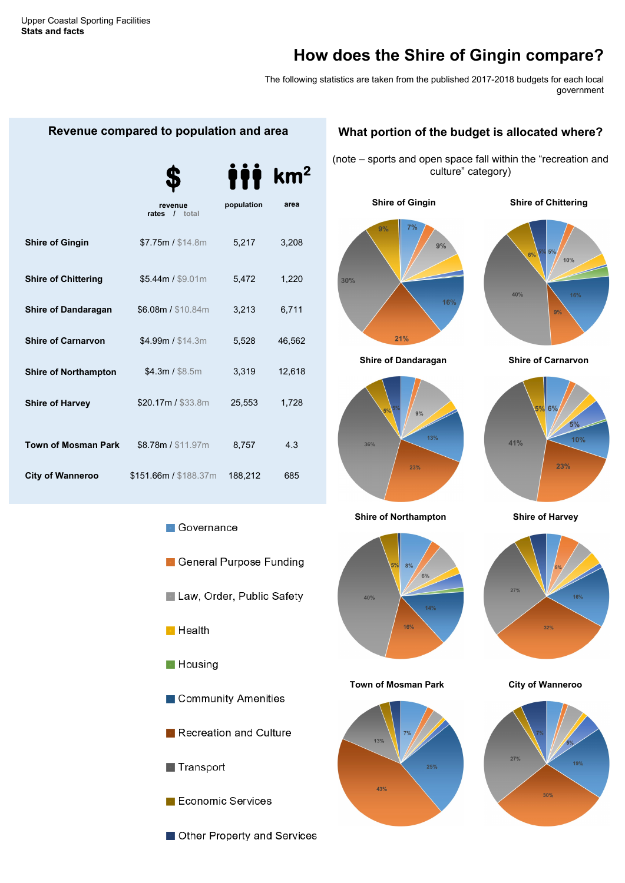Upper Coastal Sporting Facilities
**Stats and facts**

# How does the Shire of Gingin compare?

The following statistics are taken from the published 2017-2018 budgets for each local government

## Revenue compared to population and area

| | revenue rates / total | population | area |
|---|---|---|---|
| Shire of Gingin | $7.75m / $14.8m | 5,217 | 3,208 |
| Shire of Chittering | $5.44m / $9.01m | 5,472 | 1,220 |
| Shire of Dandaragan | $6.08m / $10.84m | 3,213 | 6,711 |
| Shire of Carnarvon | $4.99m / $14.3m | 5,528 | 46,562 |
| Shire of Northampton | $4.3m / $8.5m | 3,319 | 12,618 |
| Shire of Harvey | $20.17m / $33.8m | 25,553 | 1,728 |
| Town of Mosman Park | $8.78m / $11.97m | 8,757 | 4.3 |
| City of Wanneroo | $151.66m / $188.37m | 188,212 | 685 |

## What portion of the budget is allocated where?

(note – sports and open space fall within the "recreation and culture" category)

Shire of Gingin
7%
9%
16%
21%
30%
9%

Shire of Chittering
5%
10%
16%
9%
40%
6%
5%

Shire of Dandaragan
9%
13%
23%
36%
5%
2%

Shire of Carnarvon
6%
5%
10%
23%
41%
5%

Shire of Northampton
8%
6%
14%
16%
40%
5%

Shire of Harvey
5%
16%
32%
27%

Town of Mosman Park
7%
25%
43%
13%

City of Wanneroo
7%
5%
19%
30%
27%

Governance
General Purpose Funding
Law, Order, Public Safety
Health
Housing
Community Amenities
Recreation and Culture
Transport
Economic Services
Other Property and Services